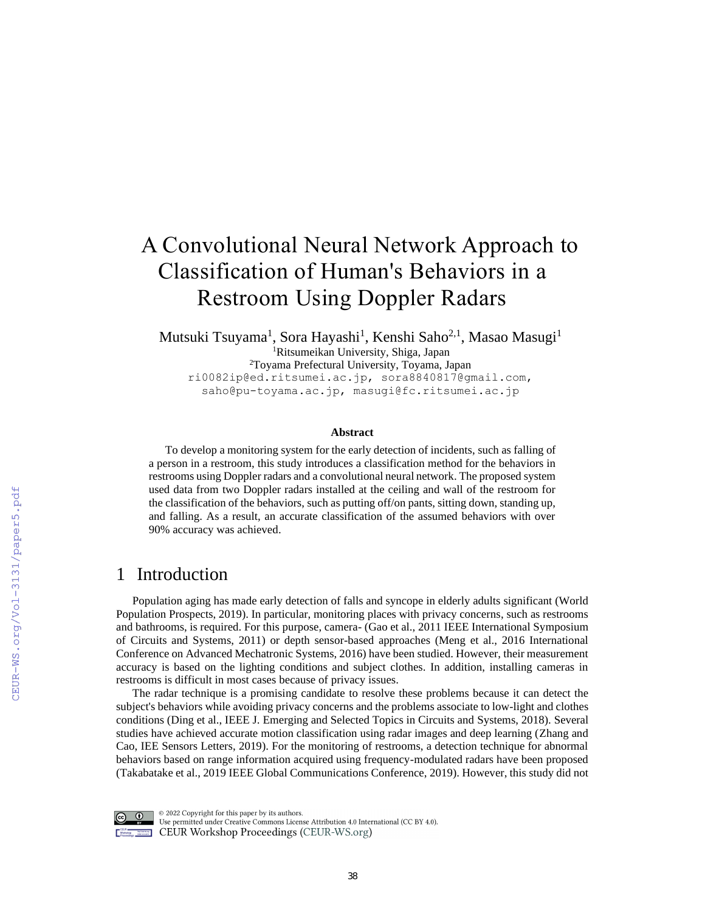# A Convolutional Neural Network Approach to Classification of Human's Behaviors in a Restroom Using Doppler Radars

Mutsuki Tsuyama[1], Sora Hayashi[1], Kenshi Saho[2,1], Masao Masugi[1]

[1]Ritsumeikan University, Shiga, Japan

[2]Toyama Prefectural University, Toyama, Japan

ri0082ip@ed.ritsumei.ac.jp, sora8840817@gmail.com, saho@pu-toyama.ac.jp, masugi@fc.ritsumei.ac.jp

### Abstract

To develop a monitoring system for the early detection of incidents, such as falling of a person in a restroom, this study introduces a classification method for the behaviors in restrooms using Doppler radars and a convolutional neural network. The proposed system used data from two Doppler radars installed at the ceiling and wall of the restroom for the classification of the behaviors, such as putting off/on pants, sitting down, standing up, and falling. As a result, an accurate classification of the assumed behaviors with over 90% accuracy was achieved.

## 1 Introduction

Population aging has made early detection of falls and syncope in elderly adults significant (World Population Prospects, 2019). In particular, monitoring places with privacy concerns, such as restrooms and bathrooms, is required. For this purpose, camera- (Gao et al., 2011 IEEE International Symposium of Circuits and Systems, 2011) or depth sensor-based approaches (Meng et al., 2016 International Conference on Advanced Mechatronic Systems, 2016) have been studied. However, their measurement accuracy is based on the lighting conditions and subject clothes. In addition, installing cameras in restrooms is difficult in most cases because of privacy issues.

The radar technique is a promising candidate to resolve these problems because it can detect the subject's behaviors while avoiding privacy concerns and the problems associate to low-light and clothes conditions (Ding et al., IEEE J. Emerging and Selected Topics in Circuits and Systems, 2018). Several studies have achieved accurate motion classification using radar images and deep learning (Zhang and Cao, IEE Sensors Letters, 2019). For the monitoring of restrooms, a detection technique for abnormal behaviors based on range information acquired using frequency-modulated radars have been proposed (Takabatake et al., 2019 IEEE Global Communications Conference, 2019). However, this study did not

© 2022 Copyright for this paper by its authors.
Use permitted under Creative Commons License Attribution 4.0 International (CC BY 4.0).
CEUR Workshop Proceedings (CEUR-WS.org)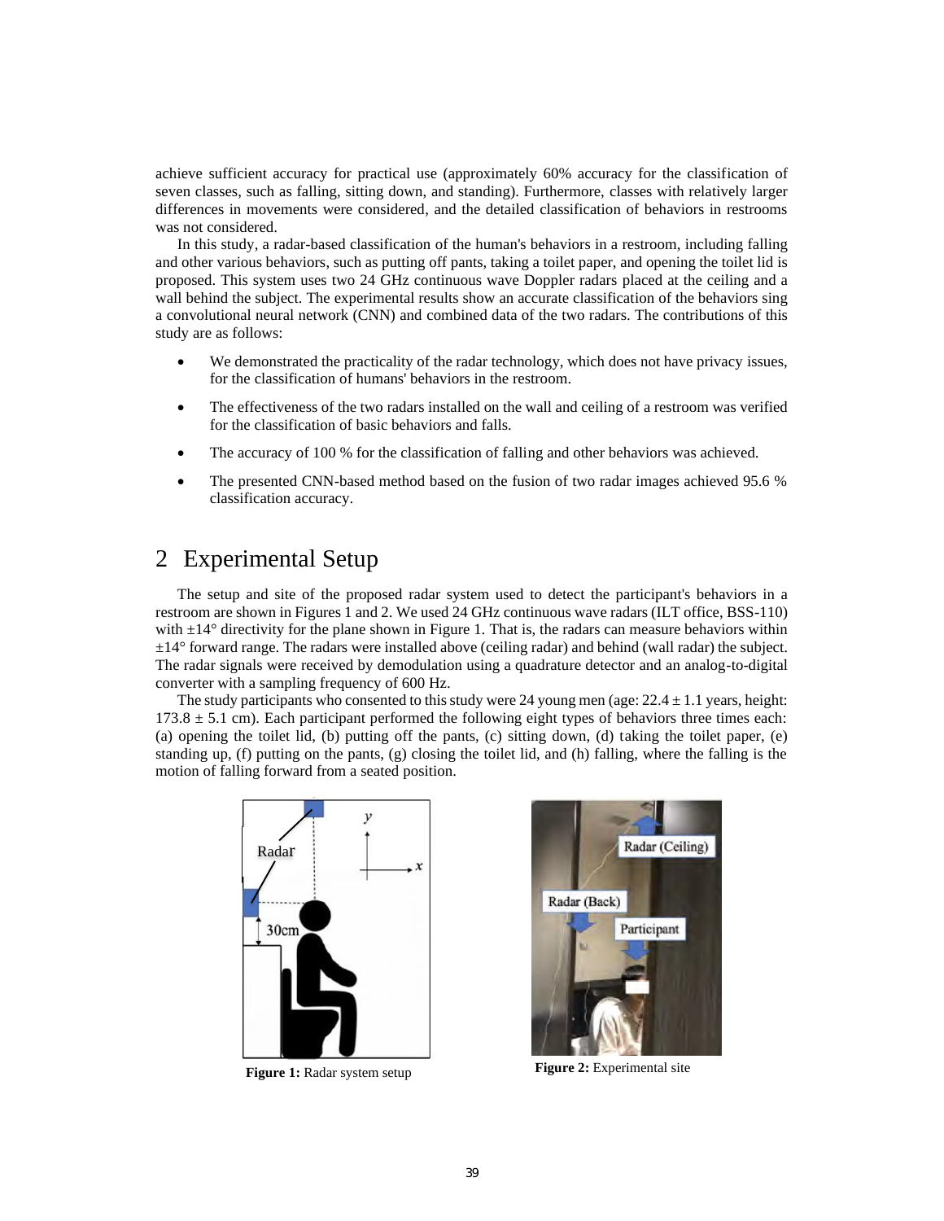achieve sufficient accuracy for practical use (approximately 60% accuracy for the classification of seven classes, such as falling, sitting down, and standing). Furthermore, classes with relatively larger differences in movements were considered, and the detailed classification of behaviors in restrooms was not considered.

In this study, a radar-based classification of the human's behaviors in a restroom, including falling and other various behaviors, such as putting off pants, taking a toilet paper, and opening the toilet lid is proposed. This system uses two 24 GHz continuous wave Doppler radars placed at the ceiling and a wall behind the subject. The experimental results show an accurate classification of the behaviors sing a convolutional neural network (CNN) and combined data of the two radars. The contributions of this study are as follows:

- We demonstrated the practicality of the radar technology, which does not have privacy issues, for the classification of humans' behaviors in the restroom.
- The effectiveness of the two radars installed on the wall and ceiling of a restroom was verified for the classification of basic behaviors and falls.
- The accuracy of 100 % for the classification of falling and other behaviors was achieved.
- The presented CNN-based method based on the fusion of two radar images achieved 95.6 % classification accuracy.

## 2 Experimental Setup

The setup and site of the proposed radar system used to detect the participant's behaviors in a restroom are shown in Figures 1 and 2. We used 24 GHz continuous wave radars (ILT office, BSS-110) with ±14° directivity for the plane shown in Figure 1. That is, the radars can measure behaviors within ±14° forward range. The radars were installed above (ceiling radar) and behind (wall radar) the subject. The radar signals were received by demodulation using a quadrature detector and an analog-to-digital converter with a sampling frequency of 600 Hz.

The study participants who consented to this study were 24 young men (age: 22.4 ± 1.1 years, height: 173.8 ± 5.1 cm). Each participant performed the following eight types of behaviors three times each: (a) opening the toilet lid, (b) putting off the pants, (c) sitting down, (d) taking the toilet paper, (e) standing up, (f) putting on the pants, (g) closing the toilet lid, and (h) falling, where the falling is the motion of falling forward from a seated position.

**Figure 1:** Radar system setup

**Figure 2:** Experimental site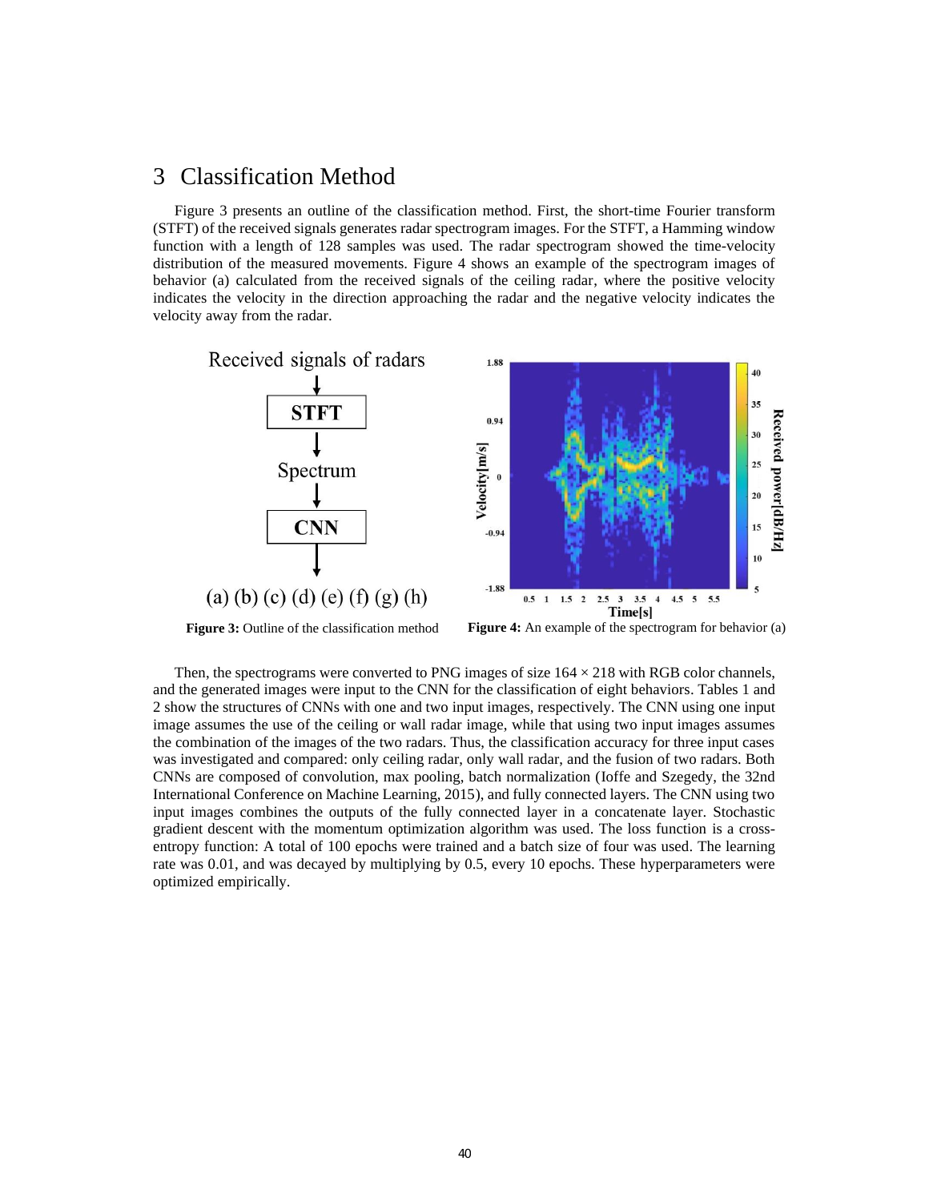## 3 Classification Method

Figure 3 presents an outline of the classification method. First, the short-time Fourier transform (STFT) of the received signals generates radar spectrogram images. For the STFT, a Hamming window function with a length of 128 samples was used. The radar spectrogram showed the time-velocity distribution of the measured movements. Figure 4 shows an example of the spectrogram images of behavior (a) calculated from the received signals of the ceiling radar, where the positive velocity indicates the velocity in the direction approaching the radar and the negative velocity indicates the velocity away from the radar.

**Figure 3:** Outline of the classification method

**Figure 4:** An example of the spectrogram for behavior (a)

Then, the spectrograms were converted to PNG images of size 164 × 218 with RGB color channels, and the generated images were input to the CNN for the classification of eight behaviors. Tables 1 and 2 show the structures of CNNs with one and two input images, respectively. The CNN using one input image assumes the use of the ceiling or wall radar image, while that using two input images assumes the combination of the images of the two radars. Thus, the classification accuracy for three input cases was investigated and compared: only ceiling radar, only wall radar, and the fusion of two radars. Both CNNs are composed of convolution, max pooling, batch normalization (Ioffe and Szegedy, the 32nd International Conference on Machine Learning, 2015), and fully connected layers. The CNN using two input images combines the outputs of the fully connected layer in a concatenate layer. Stochastic gradient descent with the momentum optimization algorithm was used. The loss function is a cross-entropy function: A total of 100 epochs were trained and a batch size of four was used. The learning rate was 0.01, and was decayed by multiplying by 0.5, every 10 epochs. These hyperparameters were optimized empirically.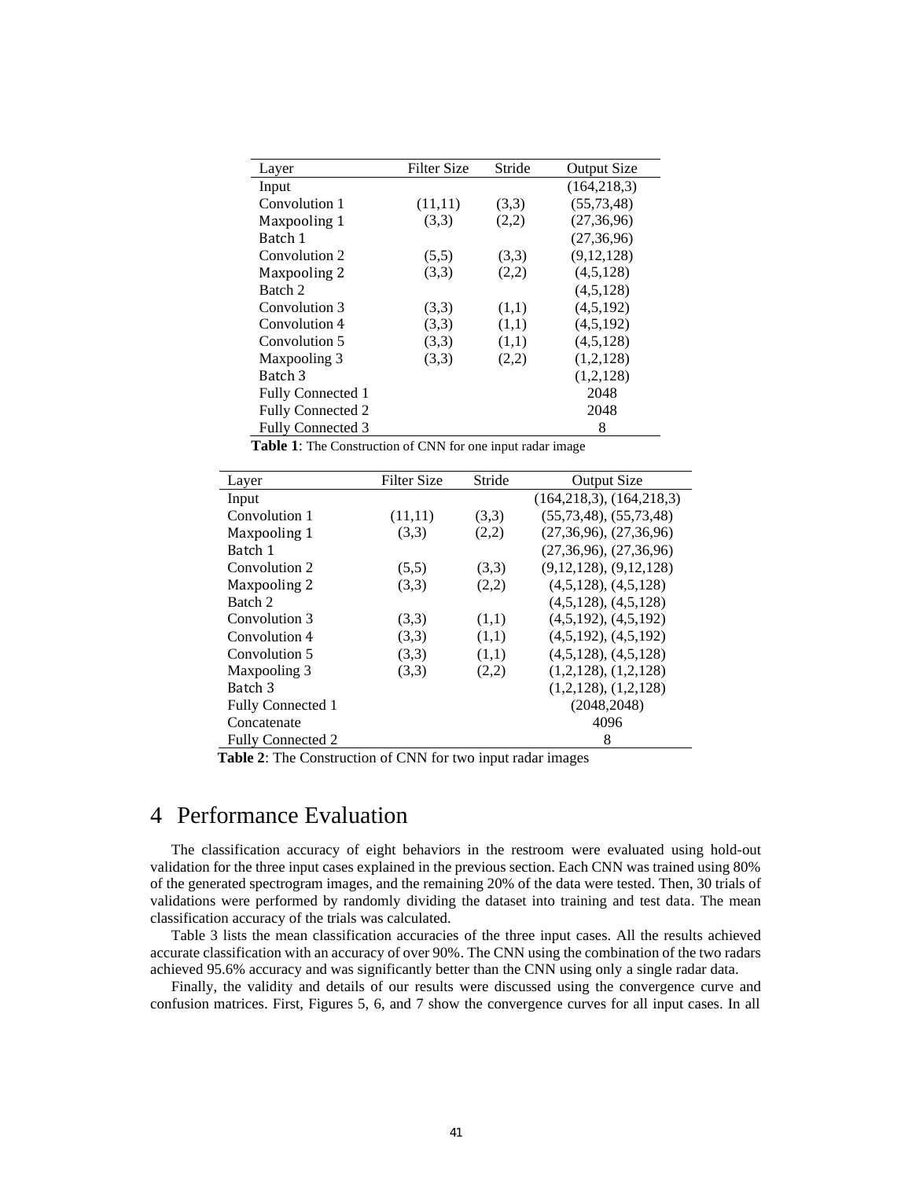| Layer | Filter Size | Stride | Output Size |
| --- | --- | --- | --- |
| Input | | | (164,218,3) |
| Convolution 1 | (11,11) | (3,3) | (55,73,48) |
| Maxpooling 1 | (3,3) | (2,2) | (27,36,96) |
| Batch 1 | | | (27,36,96) |
| Convolution 2 | (5,5) | (3,3) | (9,12,128) |
| Maxpooling 2 | (3,3) | (2,2) | (4,5,128) |
| Batch 2 | | | (4,5,128) |
| Convolution 3 | (3,3) | (1,1) | (4,5,192) |
| Convolution 4 | (3,3) | (1,1) | (4,5,192) |
| Convolution 5 | (3,3) | (1,1) | (4,5,128) |
| Maxpooling 3 | (3,3) | (2,2) | (1,2,128) |
| Batch 3 | | | (1,2,128) |
| Fully Connected 1 | | | 2048 |
| Fully Connected 2 | | | 2048 |
| Fully Connected 3 | | | 8 |

**Table 1**: The Construction of CNN for one input radar image

| Layer | Filter Size | Stride | Output Size |
| --- | --- | --- | --- |
| Input | | | (164,218,3), (164,218,3) |
| Convolution 1 | (11,11) | (3,3) | (55,73,48), (55,73,48) |
| Maxpooling 1 | (3,3) | (2,2) | (27,36,96), (27,36,96) |
| Batch 1 | | | (27,36,96), (27,36,96) |
| Convolution 2 | (5,5) | (3,3) | (9,12,128), (9,12,128) |
| Maxpooling 2 | (3,3) | (2,2) | (4,5,128), (4,5,128) |
| Batch 2 | | | (4,5,128), (4,5,128) |
| Convolution 3 | (3,3) | (1,1) | (4,5,192), (4,5,192) |
| Convolution 4 | (3,3) | (1,1) | (4,5,192), (4,5,192) |
| Convolution 5 | (3,3) | (1,1) | (4,5,128), (4,5,128) |
| Maxpooling 3 | (3,3) | (2,2) | (1,2,128), (1,2,128) |
| Batch 3 | | | (1,2,128), (1,2,128) |
| Fully Connected 1 | | | (2048,2048) |
| Concatenate | | | 4096 |
| Fully Connected 2 | | | 8 |

**Table 2**: The Construction of CNN for two input radar images

# 4 Performance Evaluation

The classification accuracy of eight behaviors in the restroom were evaluated using hold-out validation for the three input cases explained in the previous section. Each CNN was trained using 80% of the generated spectrogram images, and the remaining 20% of the data were tested. Then, 30 trials of validations were performed by randomly dividing the dataset into training and test data. The mean classification accuracy of the trials was calculated.

Table 3 lists the mean classification accuracies of the three input cases. All the results achieved accurate classification with an accuracy of over 90%. The CNN using the combination of the two radars achieved 95.6% accuracy and was significantly better than the CNN using only a single radar data.

Finally, the validity and details of our results were discussed using the convergence curve and confusion matrices. First, Figures 5, 6, and 7 show the convergence curves for all input cases. In all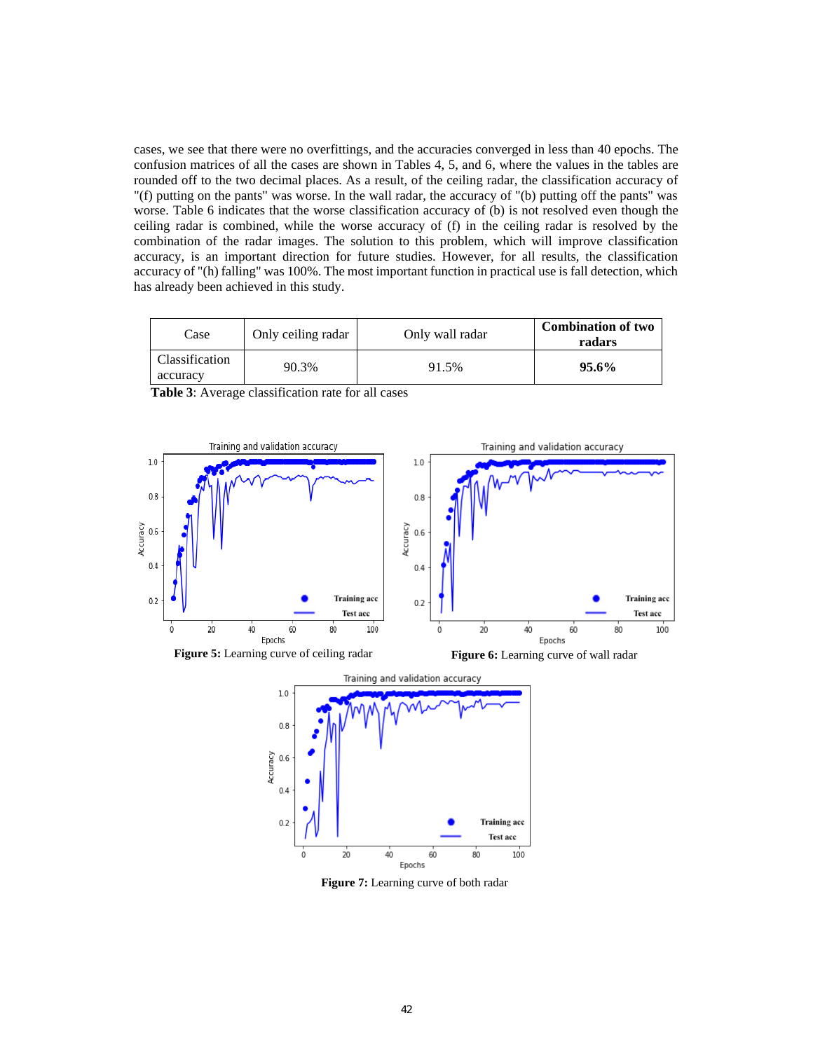cases, we see that there were no overfittings, and the accuracies converged in less than 40 epochs. The confusion matrices of all the cases are shown in Tables 4, 5, and 6, where the values in the tables are rounded off to the two decimal places. As a result, of the ceiling radar, the classification accuracy of "(f) putting on the pants" was worse. In the wall radar, the accuracy of "(b) putting off the pants" was worse. Table 6 indicates that the worse classification accuracy of (b) is not resolved even though the ceiling radar is combined, while the worse accuracy of (f) in the ceiling radar is resolved by the combination of the radar images. The solution to this problem, which will improve classification accuracy, is an important direction for future studies. However, for all results, the classification accuracy of "(h) falling" was 100%. The most important function in practical use is fall detection, which has already been achieved in this study.

| Case | Only ceiling radar | Only wall radar | **Combination of two radars** |
|---|---|---|---|
| Classification accuracy | 90.3% | 91.5% | **95.6%** |

**Table 3**: Average classification rate for all cases

**Figure 5:** Learning curve of ceiling radar

**Figure 6:** Learning curve of wall radar

**Figure 7:** Learning curve of both radar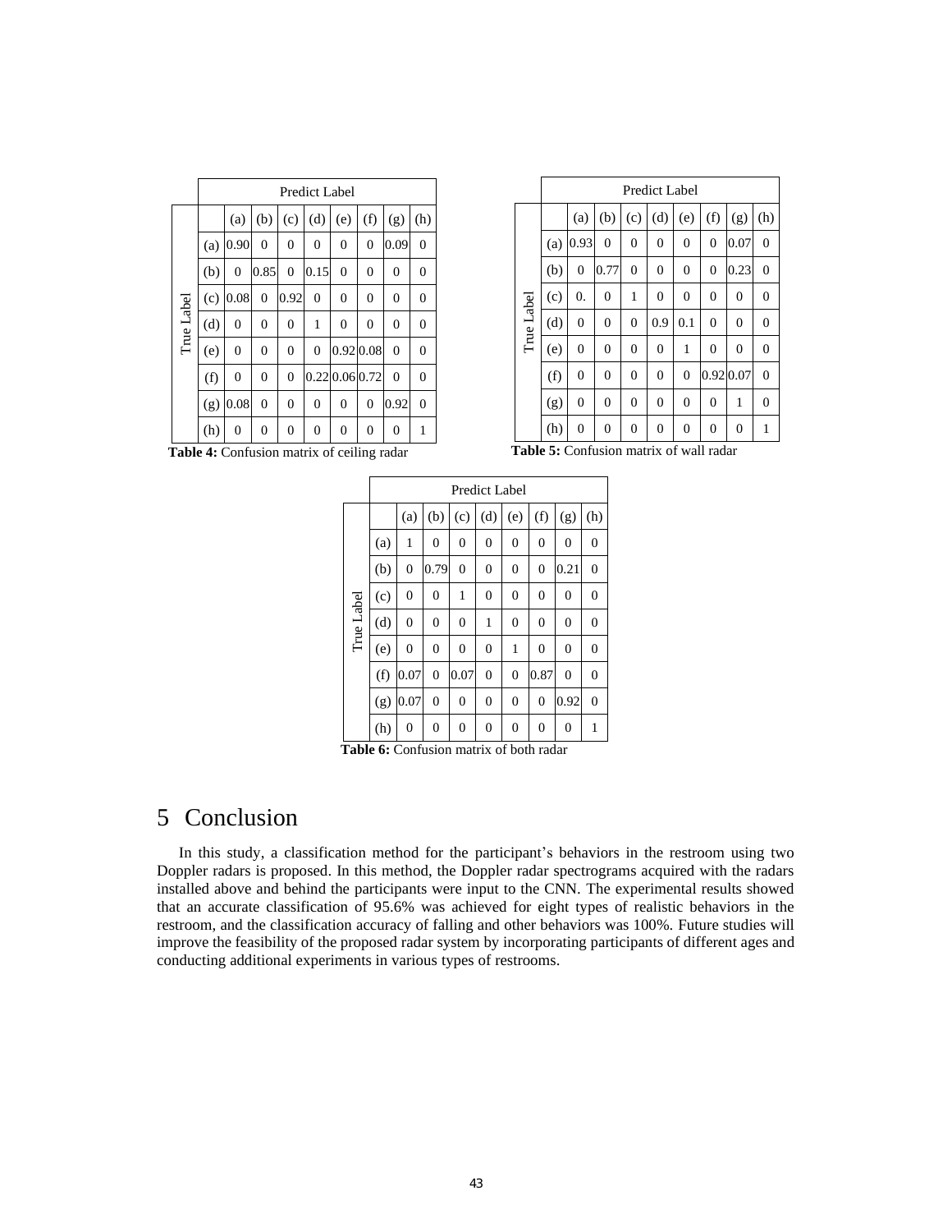| | | Predict Label | | | | | | | |
|---|---|---|---|---|---|---|---|---|---|
| | | (a) | (b) | (c) | (d) | (e) | (f) | (g) | (h) |
| True Label | (a) | 0.90 | 0 | 0 | 0 | 0 | 0 | 0.09 | 0 |
| | (b) | 0 | 0.85 | 0 | 0.15 | 0 | 0 | 0 | 0 |
| | (c) | 0.08 | 0 | 0.92 | 0 | 0 | 0 | 0 | 0 |
| | (d) | 0 | 0 | 0 | 1 | 0 | 0 | 0 | 0 |
| | (e) | 0 | 0 | 0 | 0 | 0.92 | 0.08 | 0 | 0 |
| | (f) | 0 | 0 | 0 | 0.22 | 0.06 | 0.72 | 0 | 0 |
| | (g) | 0.08 | 0 | 0 | 0 | 0 | 0 | 0.92 | 0 |
| | (h) | 0 | 0 | 0 | 0 | 0 | 0 | 0 | 1 |

**Table 4:** Confusion matrix of ceiling radar

| | | Predict Label | | | | | | | |
|---|---|---|---|---|---|---|---|---|---|
| | | (a) | (b) | (c) | (d) | (e) | (f) | (g) | (h) |
| True Label | (a) | 0.93 | 0 | 0 | 0 | 0 | 0 | 0.07 | 0 |
| | (b) | 0 | 0.77 | 0 | 0 | 0 | 0 | 0.23 | 0 |
| | (c) | 0. | 0 | 1 | 0 | 0 | 0 | 0 | 0 |
| | (d) | 0 | 0 | 0 | 0.9 | 0.1 | 0 | 0 | 0 |
| | (e) | 0 | 0 | 0 | 0 | 1 | 0 | 0 | 0 |
| | (f) | 0 | 0 | 0 | 0 | 0 | 0.92 | 0.07 | 0 |
| | (g) | 0 | 0 | 0 | 0 | 0 | 0 | 1 | 0 |
| | (h) | 0 | 0 | 0 | 0 | 0 | 0 | 0 | 1 |

**Table 5:** Confusion matrix of wall radar

| | | Predict Label | | | | | | | |
|---|---|---|---|---|---|---|---|---|---|
| | | (a) | (b) | (c) | (d) | (e) | (f) | (g) | (h) |
| True Label | (a) | 1 | 0 | 0 | 0 | 0 | 0 | 0 | 0 |
| | (b) | 0 | 0.79 | 0 | 0 | 0 | 0 | 0.21 | 0 |
| | (c) | 0 | 0 | 1 | 0 | 0 | 0 | 0 | 0 |
| | (d) | 0 | 0 | 0 | 1 | 0 | 0 | 0 | 0 |
| | (e) | 0 | 0 | 0 | 0 | 1 | 0 | 0 | 0 |
| | (f) | 0.07 | 0 | 0.07 | 0 | 0 | 0.87 | 0 | 0 |
| | (g) | 0.07 | 0 | 0 | 0 | 0 | 0 | 0.92 | 0 |
| | (h) | 0 | 0 | 0 | 0 | 0 | 0 | 0 | 1 |

**Table 6:** Confusion matrix of both radar

# 5 Conclusion

In this study, a classification method for the participant's behaviors in the restroom using two Doppler radars is proposed. In this method, the Doppler radar spectrograms acquired with the radars installed above and behind the participants were input to the CNN. The experimental results showed that an accurate classification of 95.6% was achieved for eight types of realistic behaviors in the restroom, and the classification accuracy of falling and other behaviors was 100%. Future studies will improve the feasibility of the proposed radar system by incorporating participants of different ages and conducting additional experiments in various types of restrooms.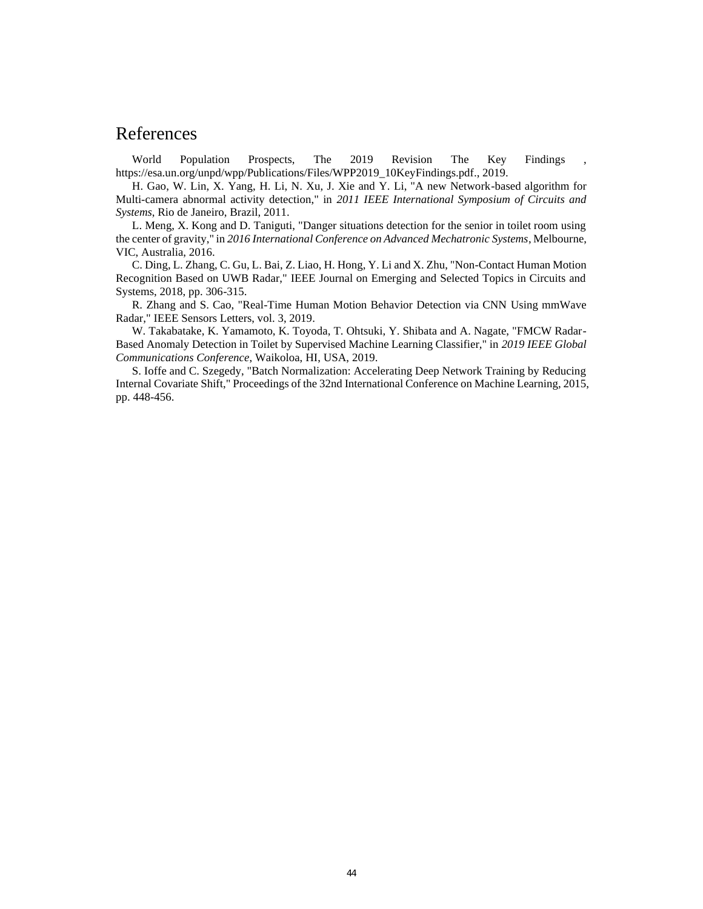# References

World Population Prospects, The 2019 Revision The Key Findings , https://esa.un.org/unpd/wpp/Publications/Files/WPP2019_10KeyFindings.pdf., 2019.

H. Gao, W. Lin, X. Yang, H. Li, N. Xu, J. Xie and Y. Li, "A new Network-based algorithm for Multi-camera abnormal activity detection," in *2011 IEEE International Symposium of Circuits and Systems*, Rio de Janeiro, Brazil, 2011.

L. Meng, X. Kong and D. Taniguti, "Danger situations detection for the senior in toilet room using the center of gravity," in *2016 International Conference on Advanced Mechatronic Systems*, Melbourne, VIC, Australia, 2016.

C. Ding, L. Zhang, C. Gu, L. Bai, Z. Liao, H. Hong, Y. Li and X. Zhu, "Non-Contact Human Motion Recognition Based on UWB Radar," IEEE Journal on Emerging and Selected Topics in Circuits and Systems, 2018, pp. 306-315.

R. Zhang and S. Cao, "Real-Time Human Motion Behavior Detection via CNN Using mmWave Radar," IEEE Sensors Letters, vol. 3, 2019.

W. Takabatake, K. Yamamoto, K. Toyoda, T. Ohtsuki, Y. Shibata and A. Nagate, "FMCW Radar-Based Anomaly Detection in Toilet by Supervised Machine Learning Classifier," in *2019 IEEE Global Communications Conference*, Waikoloa, HI, USA, 2019.

S. Ioffe and C. Szegedy, "Batch Normalization: Accelerating Deep Network Training by Reducing Internal Covariate Shift," Proceedings of the 32nd International Conference on Machine Learning, 2015, pp. 448-456.